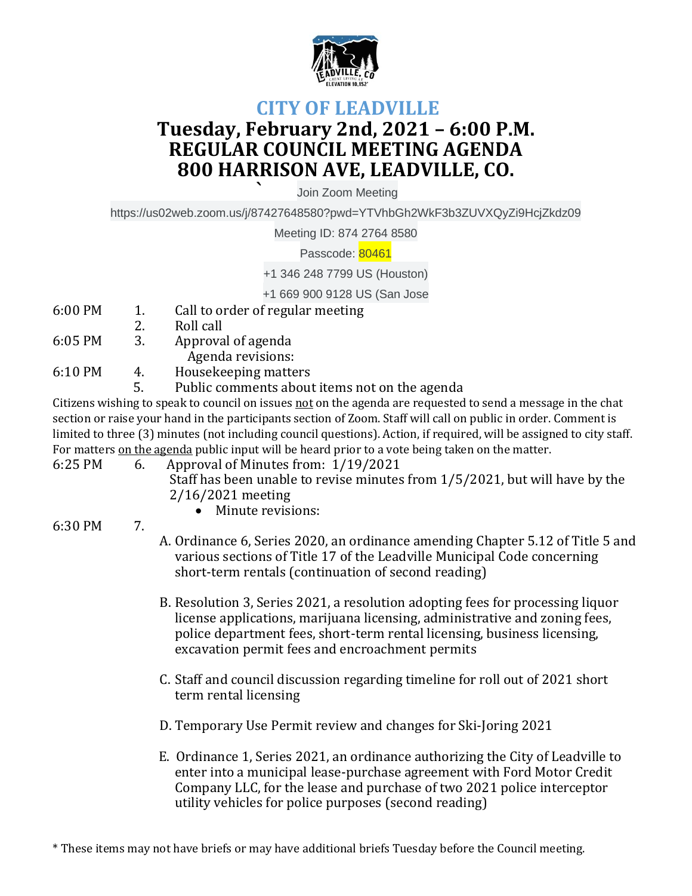# CITY OF LEADVILLE

## Tuesday, February 2nd, 2021 – 6:00 P.M.
## REGULAR COUNCIL MEETING AGENDA
## 800 HARRISON AVE, LEADVILLE, CO.

Join Zoom Meeting

https://us02web.zoom.us/j/87427648580?pwd=YTVhbGh2WkF3b3ZUVXQyZi9HcjZkdz09

Meeting ID: 874 2764 8580

Passcode: 80461

+1 346 248 7799 US (Houston)

+1 669 900 9128 US (San Jose

6:00 PM  1. Call to order of regular meeting

 2. Roll call

6:05 PM  3. Approval of agenda

 Agenda revisions:

6:10 PM  4. Housekeeping matters

 5. Public comments about items not on the agenda

Citizens wishing to speak to council on issues not on the agenda are requested to send a message in the chat section or raise your hand in the participants section of Zoom. Staff will call on public in order. Comment is limited to three (3) minutes (not including council questions). Action, if required, will be assigned to city staff. For matters on the agenda public input will be heard prior to a vote being taken on the matter.

6:25 PM  6. Approval of Minutes from: 1/19/2021

Staff has been unable to revise minutes from 1/5/2021, but will have by the 2/16/2021 meeting

- Minute revisions:

6:30 PM  7.

A. Ordinance 6, Series 2020, an ordinance amending Chapter 5.12 of Title 5 and various sections of Title 17 of the Leadville Municipal Code concerning short-term rentals (continuation of second reading)

B. Resolution 3, Series 2021, a resolution adopting fees for processing liquor license applications, marijuana licensing, administrative and zoning fees, police department fees, short-term rental licensing, business licensing, excavation permit fees and encroachment permits

C. Staff and council discussion regarding timeline for roll out of 2021 short term rental licensing

D. Temporary Use Permit review and changes for Ski-Joring 2021

E. Ordinance 1, Series 2021, an ordinance authorizing the City of Leadville to enter into a municipal lease-purchase agreement with Ford Motor Credit Company LLC, for the lease and purchase of two 2021 police interceptor utility vehicles for police purposes (second reading)

* These items may not have briefs or may have additional briefs Tuesday before the Council meeting.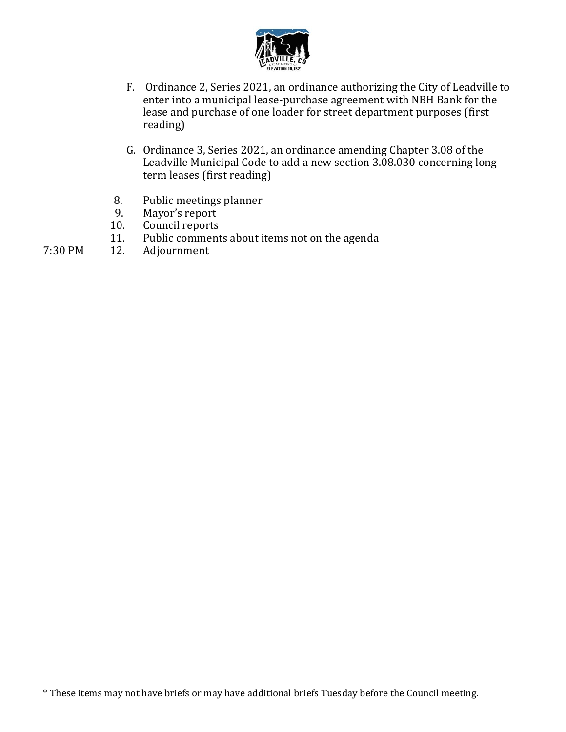F. Ordinance 2, Series 2021, an ordinance authorizing the City of Leadville to enter into a municipal lease-purchase agreement with NBH Bank for the lease and purchase of one loader for street department purposes (first reading)

G. Ordinance 3, Series 2021, an ordinance amending Chapter 3.08 of the Leadville Municipal Code to add a new section 3.08.030 concerning long-term leases (first reading)

8. Public meetings planner
9. Mayor's report
10. Council reports
11. Public comments about items not on the agenda

7:30 PM 12. Adjournment

* These items may not have briefs or may have additional briefs Tuesday before the Council meeting.